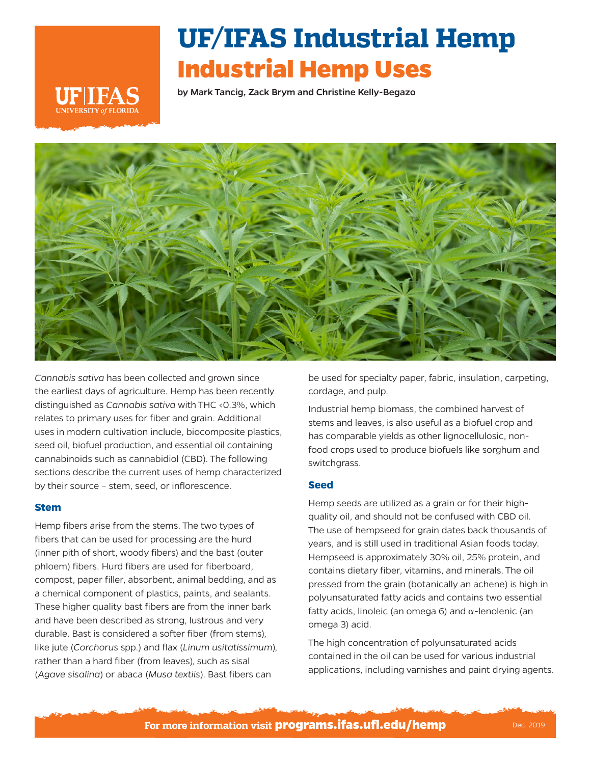# UF/IFAS Industrial Hemp

# Industrial Hemp Uses

by Mark Tancig, Zack Brym and Christine Kelly-Begazo

*Cannabis sativa* has been collected and grown since the earliest days of agriculture. Hemp has been recently distinguished as *Cannabis sativa* with THC <0.3%, which relates to primary uses for fiber and grain. Additional uses in modern cultivation include, biocomposite plastics, seed oil, biofuel production, and essential oil containing cannabinoids such as cannabidiol (CBD). The following sections describe the current uses of hemp characterized by their source – stem, seed, or inflorescence.

## Stem

Hemp fibers arise from the stems. The two types of fibers that can be used for processing are the hurd (inner pith of short, woody fibers) and the bast (outer phloem) fibers. Hurd fibers are used for fiberboard, compost, paper filler, absorbent, animal bedding, and as a chemical component of plastics, paints, and sealants. These higher quality bast fibers are from the inner bark and have been described as strong, lustrous and very durable. Bast is considered a softer fiber (from stems), like jute (*Corchorus* spp.) and flax (*Linum usitatissimum*), rather than a hard fiber (from leaves), such as sisal (*Agave sisalina*) or abaca (*Musa textiis*). Bast fibers can be used for specialty paper, fabric, insulation, carpeting, cordage, and pulp.

Industrial hemp biomass, the combined harvest of stems and leaves, is also useful as a biofuel crop and has comparable yields as other lignocellulosic, non-food crops used to produce biofuels like sorghum and switchgrass.

## Seed

Hemp seeds are utilized as a grain or for their high-quality oil, and should not be confused with CBD oil. The use of hempseed for grain dates back thousands of years, and is still used in traditional Asian foods today. Hempseed is approximately 30% oil, 25% protein, and contains dietary fiber, vitamins, and minerals. The oil pressed from the grain (botanically an achene) is high in polyunsaturated fatty acids and contains two essential fatty acids, linoleic (an omega 6) and α-lenolenic (an omega 3) acid.

The high concentration of polyunsaturated acids contained in the oil can be used for various industrial applications, including varnishes and paint drying agents.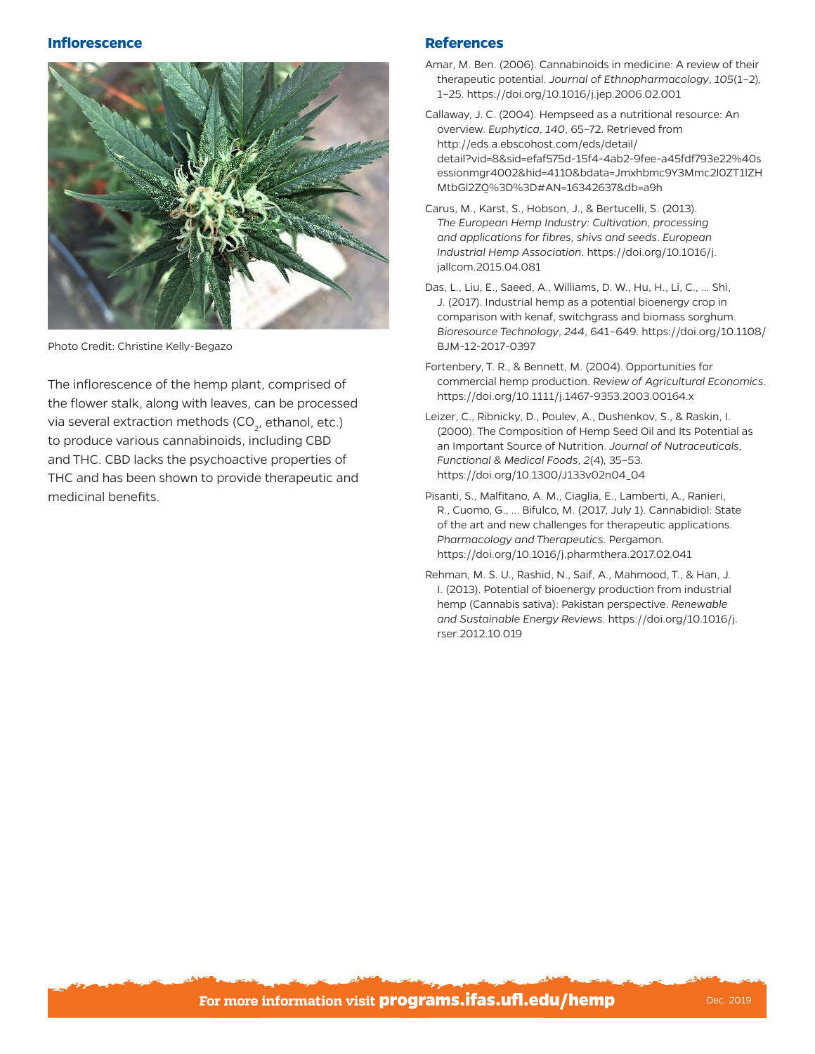## Inflorescence

Photo Credit: Christine Kelly-Begazo

The inflorescence of the hemp plant, comprised of the flower stalk, along with leaves, can be processed via several extraction methods ($CO_2$, ethanol, etc.) to produce various cannabinoids, including CBD and THC. CBD lacks the psychoactive properties of THC and has been shown to provide therapeutic and medicinal benefits.

## References

Amar, M. Ben. (2006). Cannabinoids in medicine: A review of their therapeutic potential. *Journal of Ethnopharmacology*, *105*(1–2), 1–25. https://doi.org/10.1016/j.jep.2006.02.001

Callaway, J. C. (2004). Hempseed as a nutritional resource: An overview. *Euphytica*, *140*, 65–72. Retrieved from http://eds.a.ebscohost.com/eds/detail/detail?vid=8&sid=efaf575d-15f4-4ab2-9fee-a45fdf793e22%40sessionmgr4002&hid=4110&bdata=Jmxhbmc9Y3Mmc2l0ZT1lZHMtbGl2ZQ%3D%3D#AN=16342637&db=a9h

Carus, M., Karst, S., Hobson, J., & Bertucelli, S. (2013). *The European Hemp Industry: Cultivation, processing and applications for fibres, shivs and seeds*. *European Industrial Hemp Association*. https://doi.org/10.1016/j.jallcom.2015.04.081

Das, L., Liu, E., Saeed, A., Williams, D. W., Hu, H., Li, C., … Shi, J. (2017). Industrial hemp as a potential bioenergy crop in comparison with kenaf, switchgrass and biomass sorghum. *Bioresource Technology*, *244*, 641–649. https://doi.org/10.1108/BJM-12-2017-0397

Fortenbery, T. R., & Bennett, M. (2004). Opportunities for commercial hemp production. *Review of Agricultural Economics*. https://doi.org/10.1111/j.1467-9353.2003.00164.x

Leizer, C., Ribnicky, D., Poulev, A., Dushenkov, S., & Raskin, I. (2000). The Composition of Hemp Seed Oil and Its Potential as an Important Source of Nutrition. *Journal of Nutraceuticals, Functional & Medical Foods*, *2*(4), 35–53. https://doi.org/10.1300/J133v02n04_04

Pisanti, S., Malfitano, A. M., Ciaglia, E., Lamberti, A., Ranieri, R., Cuomo, G., … Bifulco, M. (2017, July 1). Cannabidiol: State of the art and new challenges for therapeutic applications. *Pharmacology and Therapeutics*. Pergamon. https://doi.org/10.1016/j.pharmthera.2017.02.041

Rehman, M. S. U., Rashid, N., Saif, A., Mahmood, T., & Han, J. I. (2013). Potential of bioenergy production from industrial hemp (Cannabis sativa): Pakistan perspective. *Renewable and Sustainable Energy Reviews*. https://doi.org/10.1016/j.rser.2012.10.019

**For more information visit programs.ifas.ufl.edu/hemp**

Dec. 2019